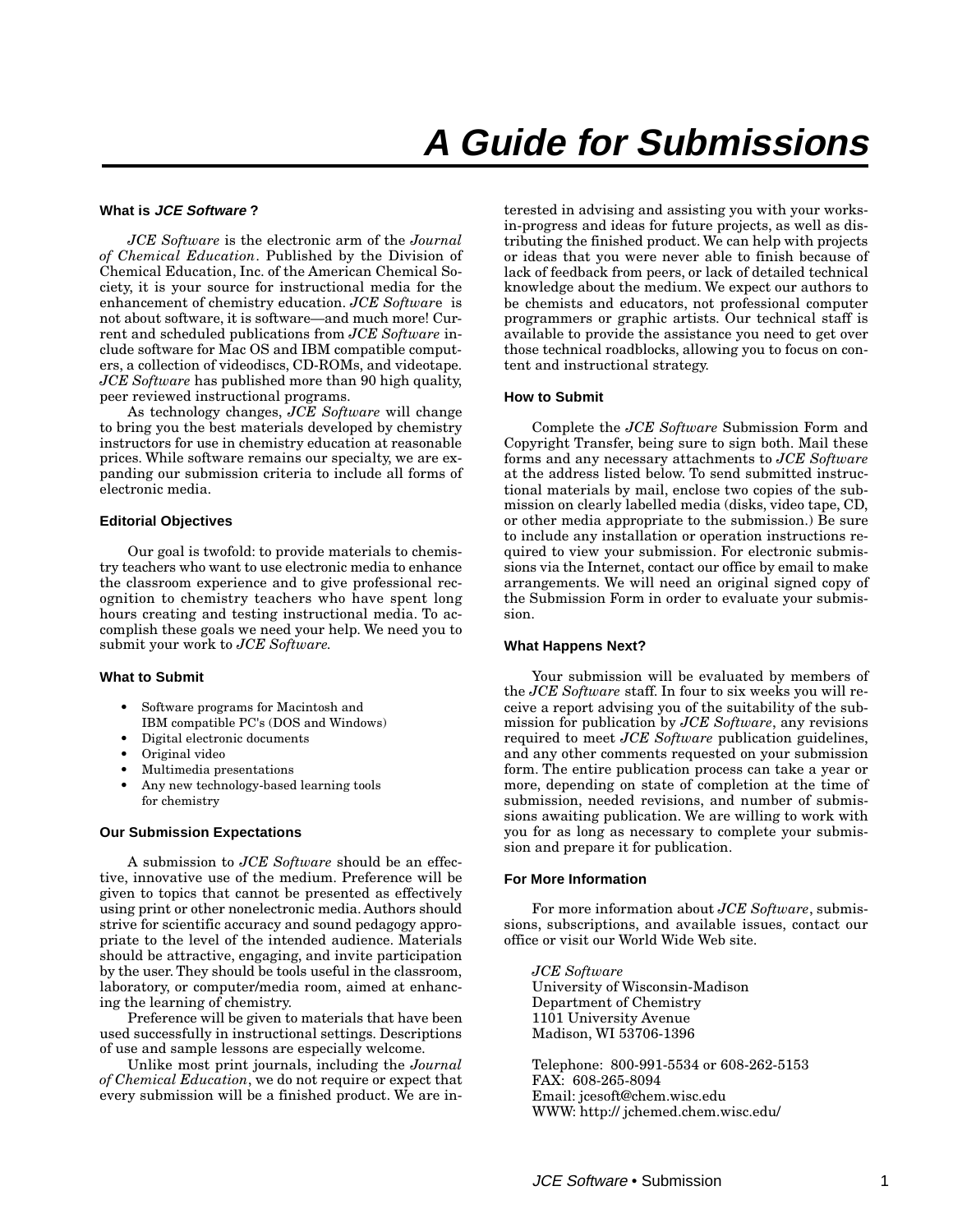# A Guide for Submissions

### What is *JCE Software* ?

*JCE Software* is the electronic arm of the *Journal of Chemical Education*. Published by the Division of Chemical Education, Inc. of the American Chemical Society, it is your source for instructional media for the enhancement of chemistry education. *JCE Software* is not about software, it is software—and much more! Current and scheduled publications from *JCE Software* include software for Mac OS and IBM compatible computers, a collection of videodiscs, CD-ROMs, and videotape. *JCE Software* has published more than 90 high quality, peer reviewed instructional programs.

As technology changes, *JCE Software* will change to bring you the best materials developed by chemistry instructors for use in chemistry education at reasonable prices. While software remains our specialty, we are expanding our submission criteria to include all forms of electronic media.

### Editorial Objectives

Our goal is twofold: to provide materials to chemistry teachers who want to use electronic media to enhance the classroom experience and to give professional recognition to chemistry teachers who have spent long hours creating and testing instructional media. To accomplish these goals we need your help. We need you to submit your work to *JCE Software.*

### What to Submit

- Software programs for Macintosh and IBM compatible PC's (DOS and Windows)
- Digital electronic documents
- Original video
- Multimedia presentations
- Any new technology-based learning tools for chemistry

### Our Submission Expectations

A submission to *JCE Software* should be an effective, innovative use of the medium. Preference will be given to topics that cannot be presented as effectively using print or other nonelectronic media. Authors should strive for scientific accuracy and sound pedagogy appropriate to the level of the intended audience. Materials should be attractive, engaging, and invite participation by the user. They should be tools useful in the classroom, laboratory, or computer/media room, aimed at enhancing the learning of chemistry.

Preference will be given to materials that have been used successfully in instructional settings. Descriptions of use and sample lessons are especially welcome.

Unlike most print journals, including the *Journal of Chemical Education*, we do not require or expect that every submission will be a finished product. We are interested in advising and assisting you with your works-in-progress and ideas for future projects, as well as distributing the finished product. We can help with projects or ideas that you were never able to finish because of lack of feedback from peers, or lack of detailed technical knowledge about the medium. We expect our authors to be chemists and educators, not professional computer programmers or graphic artists. Our technical staff is available to provide the assistance you need to get over those technical roadblocks, allowing you to focus on content and instructional strategy.

### How to Submit

Complete the *JCE Software* Submission Form and Copyright Transfer, being sure to sign both. Mail these forms and any necessary attachments to *JCE Software* at the address listed below. To send submitted instructional materials by mail, enclose two copies of the submission on clearly labelled media (disks, video tape, CD, or other media appropriate to the submission.) Be sure to include any installation or operation instructions required to view your submission. For electronic submissions via the Internet, contact our office by email to make arrangements. We will need an original signed copy of the Submission Form in order to evaluate your submission.

### What Happens Next?

Your submission will be evaluated by members of the *JCE Software* staff. In four to six weeks you will receive a report advising you of the suitability of the submission for publication by *JCE Software*, any revisions required to meet *JCE Software* publication guidelines, and any other comments requested on your submission form. The entire publication process can take a year or more, depending on state of completion at the time of submission, needed revisions, and number of submissions awaiting publication. We are willing to work with you for as long as necessary to complete your submission and prepare it for publication.

### For More Information

For more information about *JCE Software*, submissions, subscriptions, and available issues, contact our office or visit our World Wide Web site.

*JCE Software*
University of Wisconsin-Madison
Department of Chemistry
1101 University Avenue
Madison, WI 53706-1396

Telephone: 800-991-5534 or 608-262-5153
FAX: 608-265-8094
Email: jcesoft@chem.wisc.edu
WWW: http:// jchemed.chem.wisc.edu/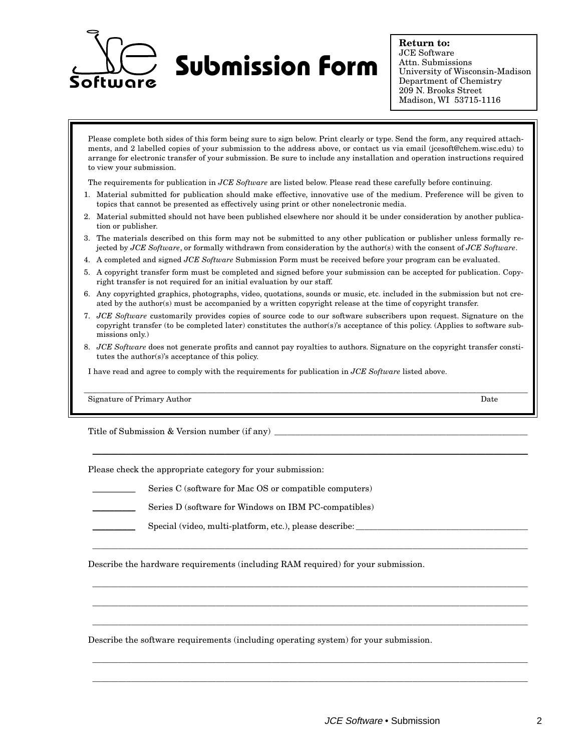# JCE Software Submission Form

**Return to:**
JCE Software
Attn. Submissions
University of Wisconsin-Madison
Department of Chemistry
209 N. Brooks Street
Madison, WI 53715-1116

Please complete both sides of this form being sure to sign below. Print clearly or type. Send the form, any required attachments, and 2 labelled copies of your submission to the address above, or contact us via email (jcesoft@chem.wisc.edu) to arrange for electronic transfer of your submission. Be sure to include any installation and operation instructions required to view your submission.

The requirements for publication in *JCE Software* are listed below. Please read these carefully before continuing.

1. Material submitted for publication should make effective, innovative use of the medium. Preference will be given to topics that cannot be presented as effectively using print or other nonelectronic media.
2. Material submitted should not have been published elsewhere nor should it be under consideration by another publication or publisher.
3. The materials described on this form may not be submitted to any other publication or publisher unless formally rejected by *JCE Software*, or formally withdrawn from consideration by the author(s) with the consent of *JCE Software*.
4. A completed and signed *JCE Software* Submission Form must be received before your program can be evaluated.
5. A copyright transfer form must be completed and signed before your submission can be accepted for publication. Copyright transfer is not required for an initial evaluation by our staff.
6. Any copyrighted graphics, photographs, video, quotations, sounds or music, etc. included in the submission but not created by the author(s) must be accompanied by a written copyright release at the time of copyright transfer.
7. *JCE Software* customarily provides copies of source code to our software subscribers upon request. Signature on the copyright transfer (to be completed later) constitutes the author(s)'s acceptance of this policy. (Applies to software submissions only.)
8. *JCE Software* does not generate profits and cannot pay royalties to authors. Signature on the copyright transfer constitutes the author(s)'s acceptance of this policy.

I have read and agree to comply with the requirements for publication in *JCE Software* listed above.

_______________________________________________________________________________

Signature of Primary Author                                                                 Date

Title of Submission & Version number (if any) ___________________________________________

_______________________________________________________________________________

Please check the appropriate category for your submission:

_________ Series C (software for Mac OS or compatible computers)

_________ Series D (software for Windows on IBM PC-compatibles)

_________ Special (video, multi-platform, etc.), please describe: ___________________________

_______________________________________________________________________________

Describe the hardware requirements (including RAM required) for your submission.

_______________________________________________________________________________

_______________________________________________________________________________

_______________________________________________________________________________

Describe the software requirements (including operating system) for your submission.

_______________________________________________________________________________

_______________________________________________________________________________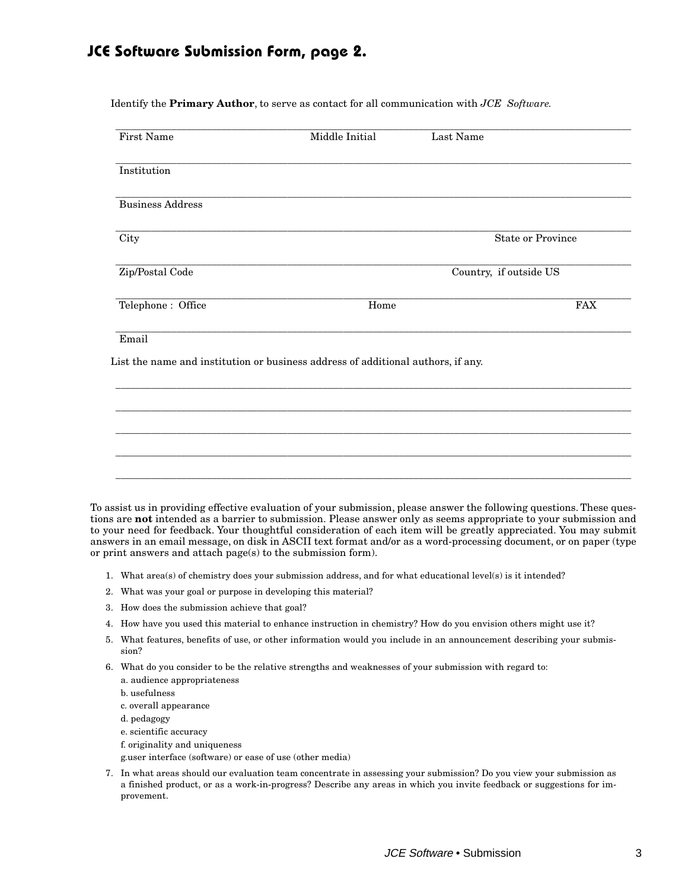# JCE Software Submission Form, page 2.

Identify the **Primary Author**, to serve as contact for all communication with *JCE Software.*

First Name Middle Initial Last Name

Institution

Business Address

City State or Province

Zip/Postal Code Country, if outside US

Telephone : Office Home FAX

Email

List the name and institution or business address of additional authors, if any.

To assist us in providing effective evaluation of your submission, please answer the following questions. These questions are **not** intended as a barrier to submission. Please answer only as seems appropriate to your submission and to your need for feedback. Your thoughtful consideration of each item will be greatly appreciated. You may submit answers in an email message, on disk in ASCII text format and/or as a word-processing document, or on paper (type or print answers and attach page(s) to the submission form).

1. What area(s) of chemistry does your submission address, and for what educational level(s) is it intended?
2. What was your goal or purpose in developing this material?
3. How does the submission achieve that goal?
4. How have you used this material to enhance instruction in chemistry? How do you envision others might use it?
5. What features, benefits of use, or other information would you include in an announcement describing your submission?
6. What do you consider to be the relative strengths and weaknesses of your submission with regard to:
   a. audience appropriateness
   b. usefulness
   c. overall appearance
   d. pedagogy
   e. scientific accuracy
   f. originality and uniqueness
   g.user interface (software) or ease of use (other media)
7. In what areas should our evaluation team concentrate in assessing your submission? Do you view your submission as a finished product, or as a work-in-progress? Describe any areas in which you invite feedback or suggestions for improvement.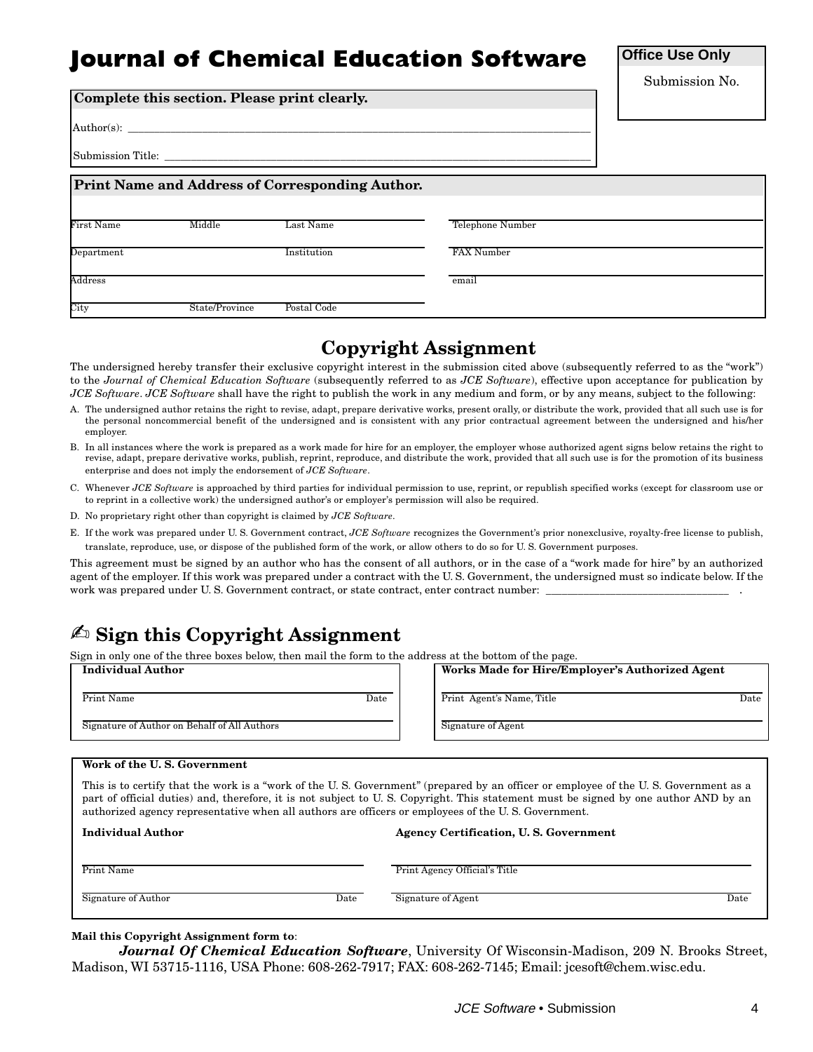# Journal of Chemical Education Software

**Office Use Only**

Submission No.

**Complete this section. Please print clearly.**

Author(s): \_\_\_\_\_\_\_\_\_\_\_\_\_\_\_\_\_\_\_\_\_\_\_\_\_\_\_\_\_\_\_\_\_\_\_\_\_\_\_\_

Submission Title: \_\_\_\_\_\_\_\_\_\_\_\_\_\_\_\_\_\_\_\_\_\_\_\_\_\_\_\_\_\_\_\_\_\_\_\_\_\_\_\_

**Print Name and Address of Corresponding Author.**

| | | | |
|---|---|---|---|
| First Name | Middle | Last Name | Telephone Number |
| Department | | Institution | FAX Number |
| Address | | | email |
| City | State/Province | Postal Code | |

## Copyright Assignment

The undersigned hereby transfer their exclusive copyright interest in the submission cited above (subsequently referred to as the "work") to the *Journal of Chemical Education Software* (subsequently referred to as *JCE Software*), effective upon acceptance for publication by *JCE Software*. *JCE Software* shall have the right to publish the work in any medium and form, or by any means, subject to the following:

A. The undersigned author retains the right to revise, adapt, prepare derivative works, present orally, or distribute the work, provided that all such use is for the personal noncommercial benefit of the undersigned and is consistent with any prior contractual agreement between the undersigned and his/her employer.

B. In all instances where the work is prepared as a work made for hire for an employer, the employer whose authorized agent signs below retains the right to revise, adapt, prepare derivative works, publish, reprint, reproduce, and distribute the work, provided that all such use is for the promotion of its business enterprise and does not imply the endorsement of *JCE Software*.

C. Whenever *JCE Software* is approached by third parties for individual permission to use, reprint, or republish specified works (except for classroom use or to reprint in a collective work) the undersigned author's or employer's permission will also be required.

D. No proprietary right other than copyright is claimed by *JCE Software*.

E. If the work was prepared under U. S. Government contract, *JCE Software* recognizes the Government's prior nonexclusive, royalty-free license to publish, translate, reproduce, use, or dispose of the published form of the work, or allow others to do so for U. S. Government purposes.

This agreement must be signed by an author who has the consent of all authors, or in the case of a "work made for hire" by an authorized agent of the employer. If this work was prepared under a contract with the U. S. Government, the undersigned must so indicate below. If the work was prepared under U. S. Government contract, or state contract, enter contract number: \_\_\_\_\_\_\_\_\_\_\_\_\_\_\_\_\_\_\_\_\_\_\_\_ .

## ✍ Sign this Copyright Assignment

Sign in only one of the three boxes below, then mail the form to the address at the bottom of the page.

**Individual Author**

Print Name — Date

Signature of Author on Behalf of All Authors

**Works Made for Hire/Employer's Authorized Agent**

Print Agent's Name, Title — Date

Signature of Agent

**Work of the U. S. Government**

This is to certify that the work is a "work of the U. S. Government" (prepared by an officer or employee of the U. S. Government as a part of official duties) and, therefore, it is not subject to U. S. Copyright. This statement must be signed by one author AND by an authorized agency representative when all authors are officers or employees of the U. S. Government.

**Individual Author**

Print Name

Signature of Author — Date

**Agency Certification, U. S. Government**

Print Agency Official's Title

Signature of Agent — Date

**Mail this Copyright Assignment form to**:

***Journal Of Chemical Education Software***, University Of Wisconsin-Madison, 209 N. Brooks Street, Madison, WI 53715-1116, USA Phone: 608-262-7917; FAX: 608-262-7145; Email: jcesoft@chem.wisc.edu.